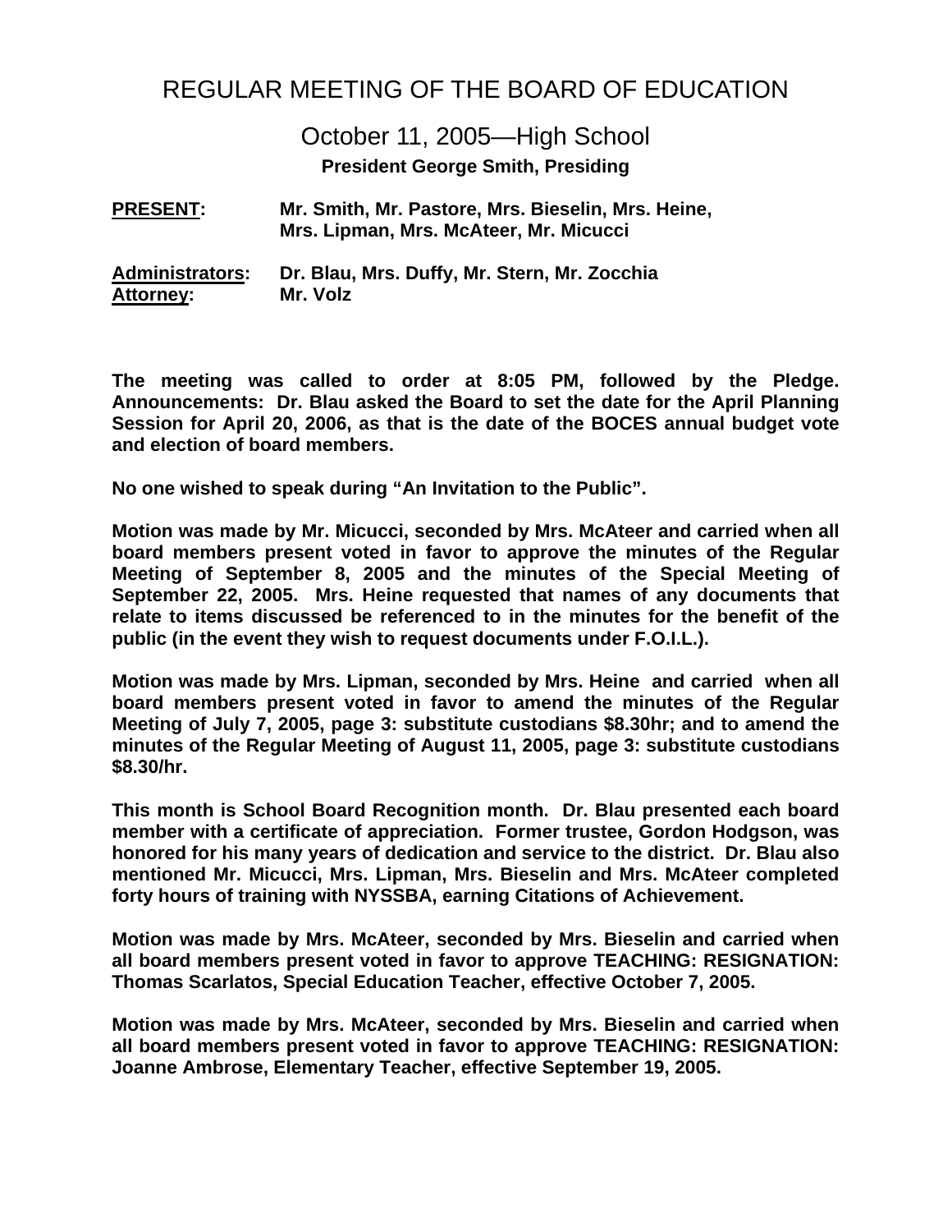# REGULAR MEETING OF THE BOARD OF EDUCATION

## October 11, 2005—High School

**President George Smith, Presiding**

**PRESENT:** **Mr. Smith, Mr. Pastore, Mrs. Bieselin, Mrs. Heine, Mrs. Lipman, Mrs. McAteer, Mr. Micucci**

**Administrators:** **Dr. Blau, Mrs. Duffy, Mr. Stern, Mr. Zocchia**
**Attorney:** **Mr. Volz**

**The meeting was called to order at 8:05 PM, followed by the Pledge. Announcements: Dr. Blau asked the Board to set the date for the April Planning Session for April 20, 2006, as that is the date of the BOCES annual budget vote and election of board members.**

**No one wished to speak during "An Invitation to the Public".**

**Motion was made by Mr. Micucci, seconded by Mrs. McAteer and carried when all board members present voted in favor to approve the minutes of the Regular Meeting of September 8, 2005 and the minutes of the Special Meeting of September 22, 2005. Mrs. Heine requested that names of any documents that relate to items discussed be referenced to in the minutes for the benefit of the public (in the event they wish to request documents under F.O.I.L.).**

**Motion was made by Mrs. Lipman, seconded by Mrs. Heine and carried when all board members present voted in favor to amend the minutes of the Regular Meeting of July 7, 2005, page 3: substitute custodians $8.30hr; and to amend the minutes of the Regular Meeting of August 11, 2005, page 3: substitute custodians $8.30/hr.**

**This month is School Board Recognition month. Dr. Blau presented each board member with a certificate of appreciation. Former trustee, Gordon Hodgson, was honored for his many years of dedication and service to the district. Dr. Blau also mentioned Mr. Micucci, Mrs. Lipman, Mrs. Bieselin and Mrs. McAteer completed forty hours of training with NYSSBA, earning Citations of Achievement.**

**Motion was made by Mrs. McAteer, seconded by Mrs. Bieselin and carried when all board members present voted in favor to approve TEACHING: RESIGNATION: Thomas Scarlatos, Special Education Teacher, effective October 7, 2005.**

**Motion was made by Mrs. McAteer, seconded by Mrs. Bieselin and carried when all board members present voted in favor to approve TEACHING: RESIGNATION: Joanne Ambrose, Elementary Teacher, effective September 19, 2005.**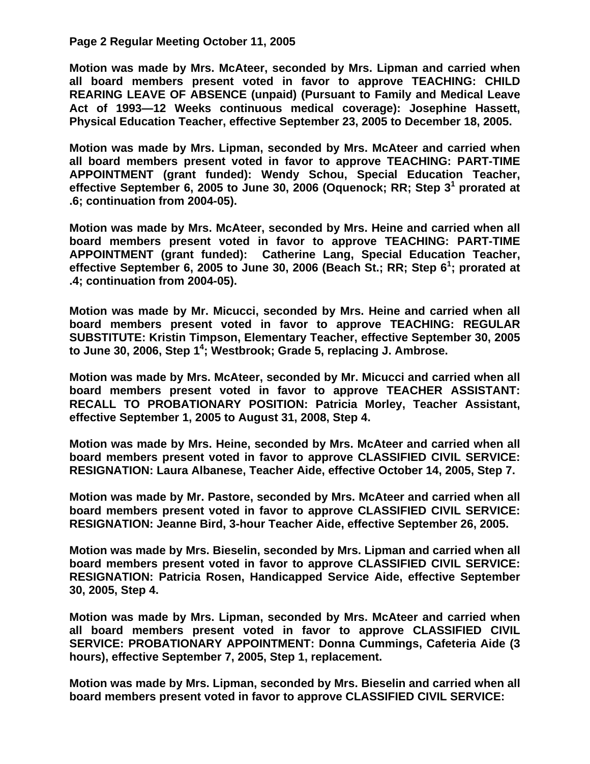**Motion was made by Mrs. McAteer, seconded by Mrs. Lipman and carried when all board members present voted in favor to approve TEACHING: CHILD REARING LEAVE OF ABSENCE (unpaid) (Pursuant to Family and Medical Leave Act of 1993—12 Weeks continuous medical coverage): Josephine Hassett, Physical Education Teacher, effective September 23, 2005 to December 18, 2005.**

**Motion was made by Mrs. Lipman, seconded by Mrs. McAteer and carried when all board members present voted in favor to approve TEACHING: PART-TIME APPOINTMENT (grant funded): Wendy Schou, Special Education Teacher, effective September 6, 2005 to June 30, 2006 (Oquenock; RR; Step 3[1] prorated at .6; continuation from 2004-05).**

**Motion was made by Mrs. McAteer, seconded by Mrs. Heine and carried when all board members present voted in favor to approve TEACHING: PART-TIME APPOINTMENT (grant funded): Catherine Lang, Special Education Teacher, effective September 6, 2005 to June 30, 2006 (Beach St.; RR; Step 6[1]; prorated at .4; continuation from 2004-05).**

**Motion was made by Mr. Micucci, seconded by Mrs. Heine and carried when all board members present voted in favor to approve TEACHING: REGULAR SUBSTITUTE: Kristin Timpson, Elementary Teacher, effective September 30, 2005 to June 30, 2006, Step 1[4]; Westbrook; Grade 5, replacing J. Ambrose.**

**Motion was made by Mrs. McAteer, seconded by Mr. Micucci and carried when all board members present voted in favor to approve TEACHER ASSISTANT: RECALL TO PROBATIONARY POSITION: Patricia Morley, Teacher Assistant, effective September 1, 2005 to August 31, 2008, Step 4.**

**Motion was made by Mrs. Heine, seconded by Mrs. McAteer and carried when all board members present voted in favor to approve CLASSIFIED CIVIL SERVICE: RESIGNATION: Laura Albanese, Teacher Aide, effective October 14, 2005, Step 7.**

**Motion was made by Mr. Pastore, seconded by Mrs. McAteer and carried when all board members present voted in favor to approve CLASSIFIED CIVIL SERVICE: RESIGNATION: Jeanne Bird, 3-hour Teacher Aide, effective September 26, 2005.**

**Motion was made by Mrs. Bieselin, seconded by Mrs. Lipman and carried when all board members present voted in favor to approve CLASSIFIED CIVIL SERVICE: RESIGNATION: Patricia Rosen, Handicapped Service Aide, effective September 30, 2005, Step 4.**

**Motion was made by Mrs. Lipman, seconded by Mrs. McAteer and carried when all board members present voted in favor to approve CLASSIFIED CIVIL SERVICE: PROBATIONARY APPOINTMENT: Donna Cummings, Cafeteria Aide (3 hours), effective September 7, 2005, Step 1, replacement.**

**Motion was made by Mrs. Lipman, seconded by Mrs. Bieselin and carried when all board members present voted in favor to approve CLASSIFIED CIVIL SERVICE:**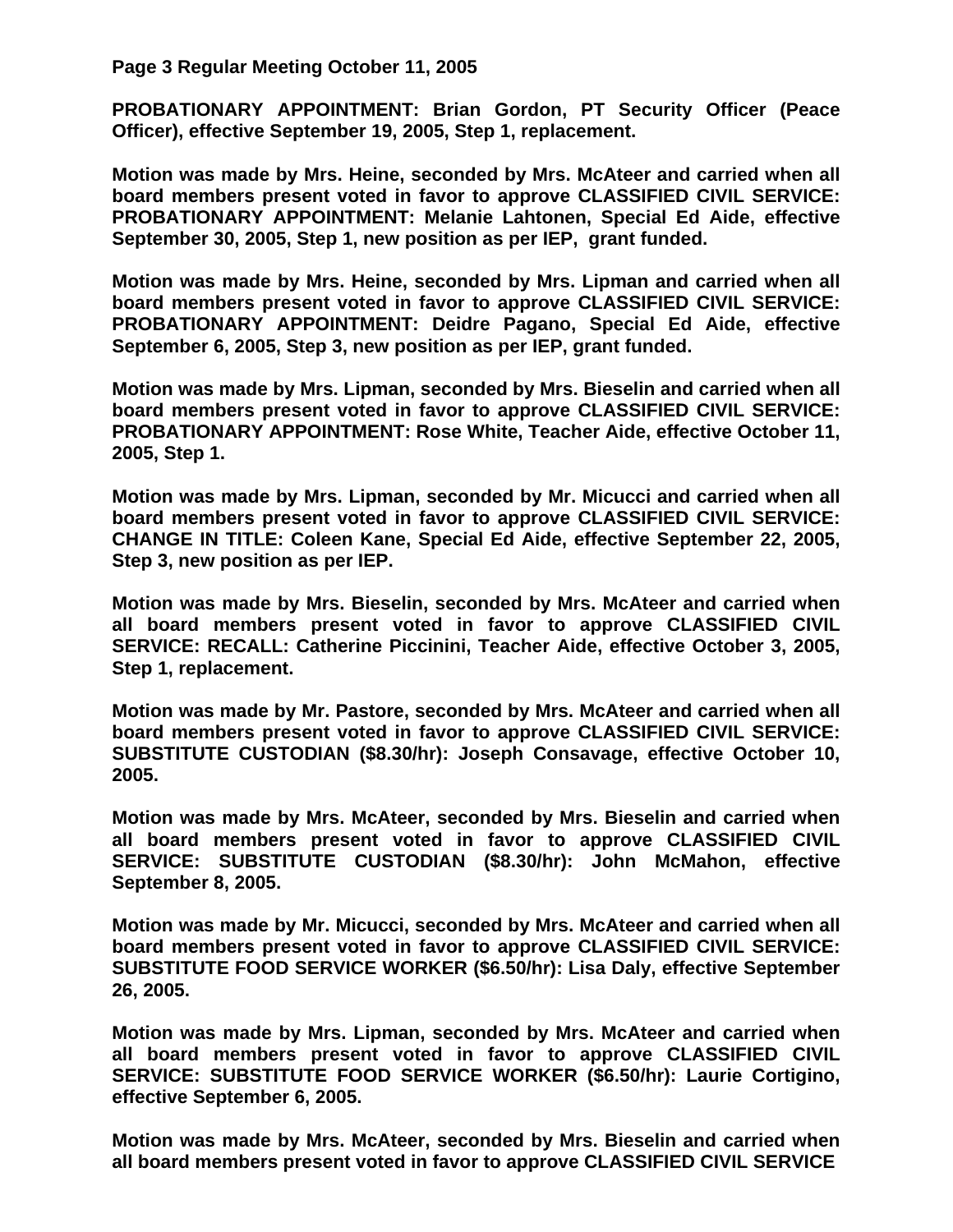**PROBATIONARY APPOINTMENT: Brian Gordon, PT Security Officer (Peace Officer), effective September 19, 2005, Step 1, replacement.**

**Motion was made by Mrs. Heine, seconded by Mrs. McAteer and carried when all board members present voted in favor to approve CLASSIFIED CIVIL SERVICE: PROBATIONARY APPOINTMENT: Melanie Lahtonen, Special Ed Aide, effective September 30, 2005, Step 1, new position as per IEP, grant funded.**

**Motion was made by Mrs. Heine, seconded by Mrs. Lipman and carried when all board members present voted in favor to approve CLASSIFIED CIVIL SERVICE: PROBATIONARY APPOINTMENT: Deidre Pagano, Special Ed Aide, effective September 6, 2005, Step 3, new position as per IEP, grant funded.**

**Motion was made by Mrs. Lipman, seconded by Mrs. Bieselin and carried when all board members present voted in favor to approve CLASSIFIED CIVIL SERVICE: PROBATIONARY APPOINTMENT: Rose White, Teacher Aide, effective October 11, 2005, Step 1.**

**Motion was made by Mrs. Lipman, seconded by Mr. Micucci and carried when all board members present voted in favor to approve CLASSIFIED CIVIL SERVICE: CHANGE IN TITLE: Coleen Kane, Special Ed Aide, effective September 22, 2005, Step 3, new position as per IEP.**

**Motion was made by Mrs. Bieselin, seconded by Mrs. McAteer and carried when all board members present voted in favor to approve CLASSIFIED CIVIL SERVICE: RECALL: Catherine Piccinini, Teacher Aide, effective October 3, 2005, Step 1, replacement.**

**Motion was made by Mr. Pastore, seconded by Mrs. McAteer and carried when all board members present voted in favor to approve CLASSIFIED CIVIL SERVICE: SUBSTITUTE CUSTODIAN ($8.30/hr): Joseph Consavage, effective October 10, 2005.**

**Motion was made by Mrs. McAteer, seconded by Mrs. Bieselin and carried when all board members present voted in favor to approve CLASSIFIED CIVIL SERVICE: SUBSTITUTE CUSTODIAN ($8.30/hr): John McMahon, effective September 8, 2005.**

**Motion was made by Mr. Micucci, seconded by Mrs. McAteer and carried when all board members present voted in favor to approve CLASSIFIED CIVIL SERVICE: SUBSTITUTE FOOD SERVICE WORKER ($6.50/hr): Lisa Daly, effective September 26, 2005.**

**Motion was made by Mrs. Lipman, seconded by Mrs. McAteer and carried when all board members present voted in favor to approve CLASSIFIED CIVIL SERVICE: SUBSTITUTE FOOD SERVICE WORKER ($6.50/hr): Laurie Cortigino, effective September 6, 2005.**

**Motion was made by Mrs. McAteer, seconded by Mrs. Bieselin and carried when all board members present voted in favor to approve CLASSIFIED CIVIL SERVICE**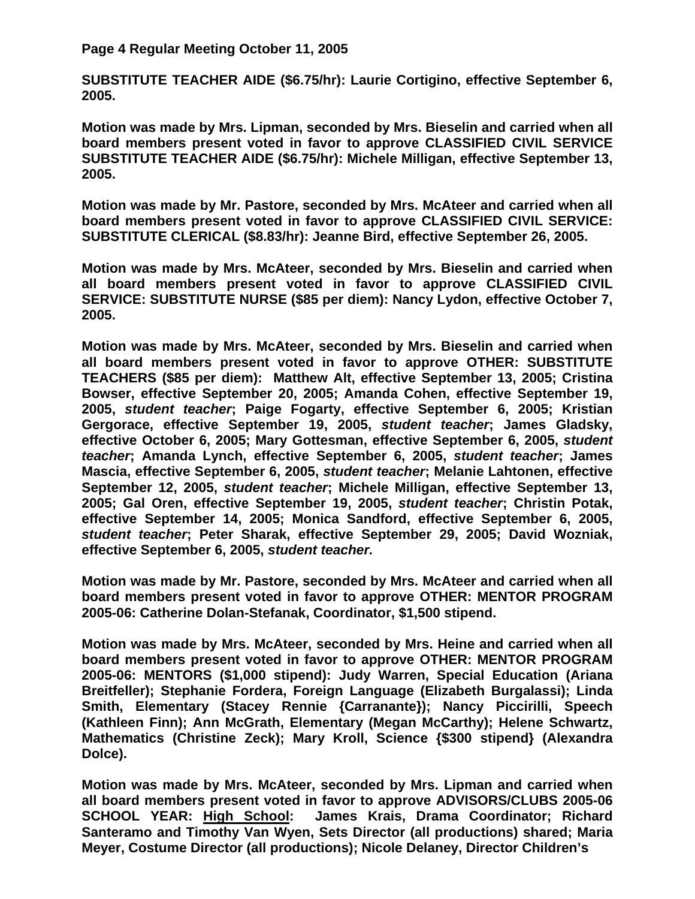**SUBSTITUTE TEACHER AIDE ($6.75/hr): Laurie Cortigino, effective September 6, 2005.**

**Motion was made by Mrs. Lipman, seconded by Mrs. Bieselin and carried when all board members present voted in favor to approve CLASSIFIED CIVIL SERVICE SUBSTITUTE TEACHER AIDE ($6.75/hr): Michele Milligan, effective September 13, 2005.**

**Motion was made by Mr. Pastore, seconded by Mrs. McAteer and carried when all board members present voted in favor to approve CLASSIFIED CIVIL SERVICE: SUBSTITUTE CLERICAL ($8.83/hr): Jeanne Bird, effective September 26, 2005.**

**Motion was made by Mrs. McAteer, seconded by Mrs. Bieselin and carried when all board members present voted in favor to approve CLASSIFIED CIVIL SERVICE: SUBSTITUTE NURSE ($85 per diem): Nancy Lydon, effective October 7, 2005.**

**Motion was made by Mrs. McAteer, seconded by Mrs. Bieselin and carried when all board members present voted in favor to approve OTHER: SUBSTITUTE TEACHERS ($85 per diem): Matthew Alt, effective September 13, 2005; Cristina Bowser, effective September 20, 2005; Amanda Cohen, effective September 19, 2005, *student teacher*; Paige Fogarty, effective September 6, 2005; Kristian Gergorace, effective September 19, 2005, *student teacher*; James Gladsky, effective October 6, 2005; Mary Gottesman, effective September 6, 2005, *student teacher*; Amanda Lynch, effective September 6, 2005, *student teacher*; James Mascia, effective September 6, 2005, *student teacher*; Melanie Lahtonen, effective September 12, 2005, *student teacher*; Michele Milligan, effective September 13, 2005; Gal Oren, effective September 19, 2005, *student teacher*; Christin Potak, effective September 14, 2005; Monica Sandford, effective September 6, 2005, *student teacher*; Peter Sharak, effective September 29, 2005; David Wozniak, effective September 6, 2005, *student teacher.***

**Motion was made by Mr. Pastore, seconded by Mrs. McAteer and carried when all board members present voted in favor to approve OTHER: MENTOR PROGRAM 2005-06: Catherine Dolan-Stefanak, Coordinator, $1,500 stipend.**

**Motion was made by Mrs. McAteer, seconded by Mrs. Heine and carried when all board members present voted in favor to approve OTHER: MENTOR PROGRAM 2005-06: MENTORS ($1,000 stipend): Judy Warren, Special Education (Ariana Breitfeller); Stephanie Fordera, Foreign Language (Elizabeth Burgalassi); Linda Smith, Elementary (Stacey Rennie {Carranante}); Nancy Piccirilli, Speech (Kathleen Finn); Ann McGrath, Elementary (Megan McCarthy); Helene Schwartz, Mathematics (Christine Zeck); Mary Kroll, Science {$300 stipend} (Alexandra Dolce).**

**Motion was made by Mrs. McAteer, seconded by Mrs. Lipman and carried when all board members present voted in favor to approve ADVISORS/CLUBS 2005-06 SCHOOL YEAR: <u>High School</u>: James Krais, Drama Coordinator; Richard Santeramo and Timothy Van Wyen, Sets Director (all productions) shared; Maria Meyer, Costume Director (all productions); Nicole Delaney, Director Children's**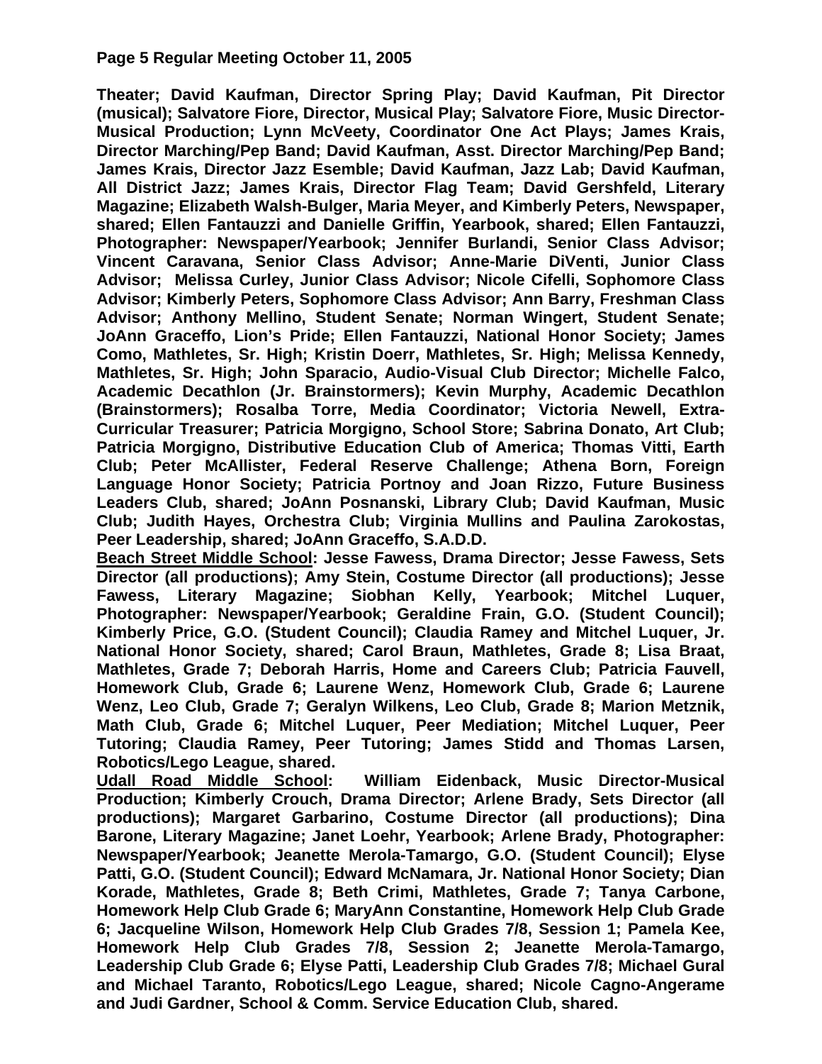**Theater; David Kaufman, Director Spring Play; David Kaufman, Pit Director (musical); Salvatore Fiore, Director, Musical Play; Salvatore Fiore, Music Director-Musical Production; Lynn McVeety, Coordinator One Act Plays; James Krais, Director Marching/Pep Band; David Kaufman, Asst. Director Marching/Pep Band; James Krais, Director Jazz Esemble; David Kaufman, Jazz Lab; David Kaufman, All District Jazz; James Krais, Director Flag Team; David Gershfeld, Literary Magazine; Elizabeth Walsh-Bulger, Maria Meyer, and Kimberly Peters, Newspaper, shared; Ellen Fantauzzi and Danielle Griffin, Yearbook, shared; Ellen Fantauzzi, Photographer: Newspaper/Yearbook; Jennifer Burlandi, Senior Class Advisor; Vincent Caravana, Senior Class Advisor; Anne-Marie DiVenti, Junior Class Advisor; Melissa Curley, Junior Class Advisor; Nicole Cifelli, Sophomore Class Advisor; Kimberly Peters, Sophomore Class Advisor; Ann Barry, Freshman Class Advisor; Anthony Mellino, Student Senate; Norman Wingert, Student Senate; JoAnn Graceffo, Lion's Pride; Ellen Fantauzzi, National Honor Society; James Como, Mathletes, Sr. High; Kristin Doerr, Mathletes, Sr. High; Melissa Kennedy, Mathletes, Sr. High; John Sparacio, Audio-Visual Club Director; Michelle Falco, Academic Decathlon (Jr. Brainstormers); Kevin Murphy, Academic Decathlon (Brainstormers); Rosalba Torre, Media Coordinator; Victoria Newell, Extra-Curricular Treasurer; Patricia Morgigno, School Store; Sabrina Donato, Art Club; Patricia Morgigno, Distributive Education Club of America; Thomas Vitti, Earth Club; Peter McAllister, Federal Reserve Challenge; Athena Born, Foreign Language Honor Society; Patricia Portnoy and Joan Rizzo, Future Business Leaders Club, shared; JoAnn Posnanski, Library Club; David Kaufman, Music Club; Judith Hayes, Orchestra Club; Virginia Mullins and Paulina Zarokostas, Peer Leadership, shared; JoAnn Graceffo, S.A.D.D.**

**<u>Beach Street Middle School</u>: Jesse Fawess, Drama Director; Jesse Fawess, Sets Director (all productions); Amy Stein, Costume Director (all productions); Jesse Fawess, Literary Magazine; Siobhan Kelly, Yearbook; Mitchel Luquer, Photographer: Newspaper/Yearbook; Geraldine Frain, G.O. (Student Council); Kimberly Price, G.O. (Student Council); Claudia Ramey and Mitchel Luquer, Jr. National Honor Society, shared; Carol Braun, Mathletes, Grade 8; Lisa Braat, Mathletes, Grade 7; Deborah Harris, Home and Careers Club; Patricia Fauvell, Homework Club, Grade 6; Laurene Wenz, Homework Club, Grade 6; Laurene Wenz, Leo Club, Grade 7; Geralyn Wilkens, Leo Club, Grade 8; Marion Metznik, Math Club, Grade 6; Mitchel Luquer, Peer Mediation; Mitchel Luquer, Peer Tutoring; Claudia Ramey, Peer Tutoring; James Stidd and Thomas Larsen, Robotics/Lego League, shared.**

**<u>Udall Road Middle School</u>: William Eidenback, Music Director-Musical Production; Kimberly Crouch, Drama Director; Arlene Brady, Sets Director (all productions); Margaret Garbarino, Costume Director (all productions); Dina Barone, Literary Magazine; Janet Loehr, Yearbook; Arlene Brady, Photographer: Newspaper/Yearbook; Jeanette Merola-Tamargo, G.O. (Student Council); Elyse Patti, G.O. (Student Council); Edward McNamara, Jr. National Honor Society; Dian Korade, Mathletes, Grade 8; Beth Crimi, Mathletes, Grade 7; Tanya Carbone, Homework Help Club Grade 6; MaryAnn Constantine, Homework Help Club Grade 6; Jacqueline Wilson, Homework Help Club Grades 7/8, Session 1; Pamela Kee, Homework Help Club Grades 7/8, Session 2; Jeanette Merola-Tamargo, Leadership Club Grade 6; Elyse Patti, Leadership Club Grades 7/8; Michael Gural and Michael Taranto, Robotics/Lego League, shared; Nicole Cagno-Angerame and Judi Gardner, School & Comm. Service Education Club, shared.**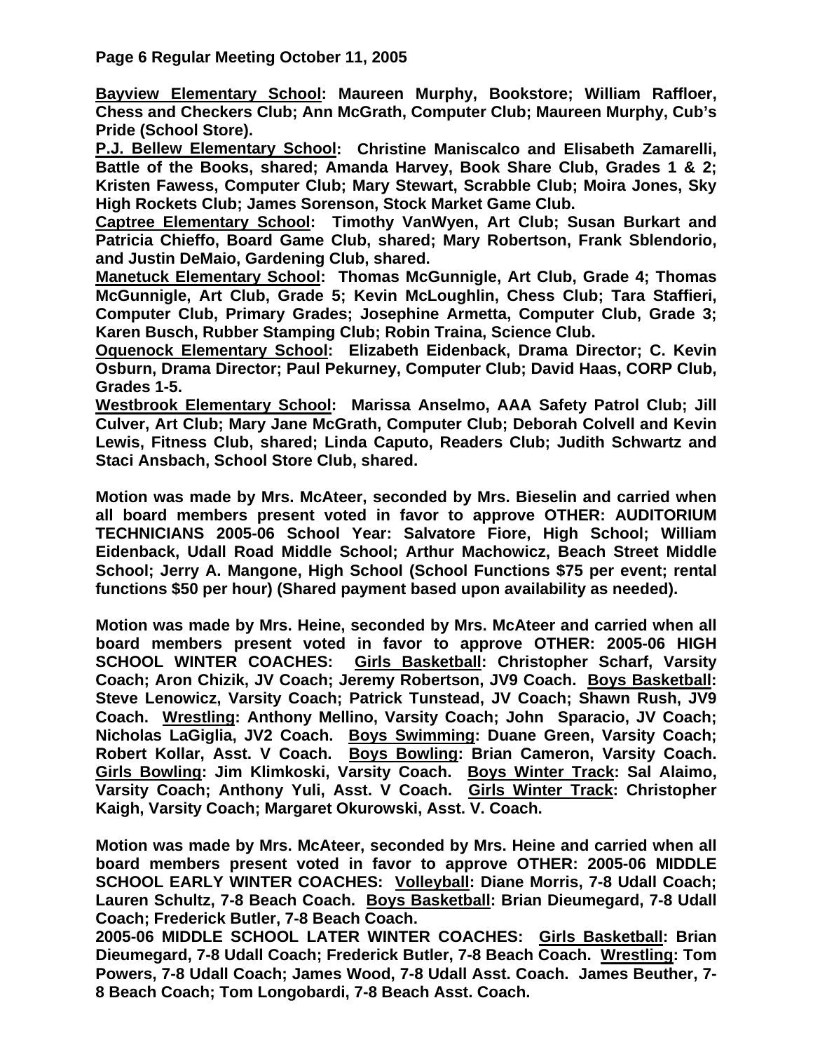**Bayview Elementary School: Maureen Murphy, Bookstore; William Raffloer, Chess and Checkers Club; Ann McGrath, Computer Club; Maureen Murphy, Cub's Pride (School Store).**

**P.J. Bellew Elementary School: Christine Maniscalco and Elisabeth Zamarelli, Battle of the Books, shared; Amanda Harvey, Book Share Club, Grades 1 & 2; Kristen Fawess, Computer Club; Mary Stewart, Scrabble Club; Moira Jones, Sky High Rockets Club; James Sorenson, Stock Market Game Club.**

**Captree Elementary School: Timothy VanWyen, Art Club; Susan Burkart and Patricia Chieffo, Board Game Club, shared; Mary Robertson, Frank Sblendorio, and Justin DeMaio, Gardening Club, shared.**

**Manetuck Elementary School: Thomas McGunnigle, Art Club, Grade 4; Thomas McGunnigle, Art Club, Grade 5; Kevin McLoughlin, Chess Club; Tara Staffieri, Computer Club, Primary Grades; Josephine Armetta, Computer Club, Grade 3; Karen Busch, Rubber Stamping Club; Robin Traina, Science Club.**

**Oquenock Elementary School: Elizabeth Eidenback, Drama Director; C. Kevin Osburn, Drama Director; Paul Pekurney, Computer Club; David Haas, CORP Club, Grades 1-5.**

**Westbrook Elementary School: Marissa Anselmo, AAA Safety Patrol Club; Jill Culver, Art Club; Mary Jane McGrath, Computer Club; Deborah Colvell and Kevin Lewis, Fitness Club, shared; Linda Caputo, Readers Club; Judith Schwartz and Staci Ansbach, School Store Club, shared.**

**Motion was made by Mrs. McAteer, seconded by Mrs. Bieselin and carried when all board members present voted in favor to approve OTHER: AUDITORIUM TECHNICIANS 2005-06 School Year: Salvatore Fiore, High School; William Eidenback, Udall Road Middle School; Arthur Machowicz, Beach Street Middle School; Jerry A. Mangone, High School (School Functions $75 per event; rental functions $50 per hour) (Shared payment based upon availability as needed).**

**Motion was made by Mrs. Heine, seconded by Mrs. McAteer and carried when all board members present voted in favor to approve OTHER: 2005-06 HIGH SCHOOL WINTER COACHES: Girls Basketball: Christopher Scharf, Varsity Coach; Aron Chizik, JV Coach; Jeremy Robertson, JV9 Coach. Boys Basketball: Steve Lenowicz, Varsity Coach; Patrick Tunstead, JV Coach; Shawn Rush, JV9 Coach. Wrestling: Anthony Mellino, Varsity Coach; John Sparacio, JV Coach; Nicholas LaGiglia, JV2 Coach. Boys Swimming: Duane Green, Varsity Coach; Robert Kollar, Asst. V Coach. Boys Bowling: Brian Cameron, Varsity Coach. Girls Bowling: Jim Klimkoski, Varsity Coach. Boys Winter Track: Sal Alaimo, Varsity Coach; Anthony Yuli, Asst. V Coach. Girls Winter Track: Christopher Kaigh, Varsity Coach; Margaret Okurowski, Asst. V. Coach.**

**Motion was made by Mrs. McAteer, seconded by Mrs. Heine and carried when all board members present voted in favor to approve OTHER: 2005-06 MIDDLE SCHOOL EARLY WINTER COACHES: Volleyball: Diane Morris, 7-8 Udall Coach; Lauren Schultz, 7-8 Beach Coach. Boys Basketball: Brian Dieumegard, 7-8 Udall Coach; Frederick Butler, 7-8 Beach Coach.**

**2005-06 MIDDLE SCHOOL LATER WINTER COACHES: Girls Basketball: Brian Dieumegard, 7-8 Udall Coach; Frederick Butler, 7-8 Beach Coach. Wrestling: Tom Powers, 7-8 Udall Coach; James Wood, 7-8 Udall Asst. Coach. James Beuther, 7-8 Beach Coach; Tom Longobardi, 7-8 Beach Asst. Coach.**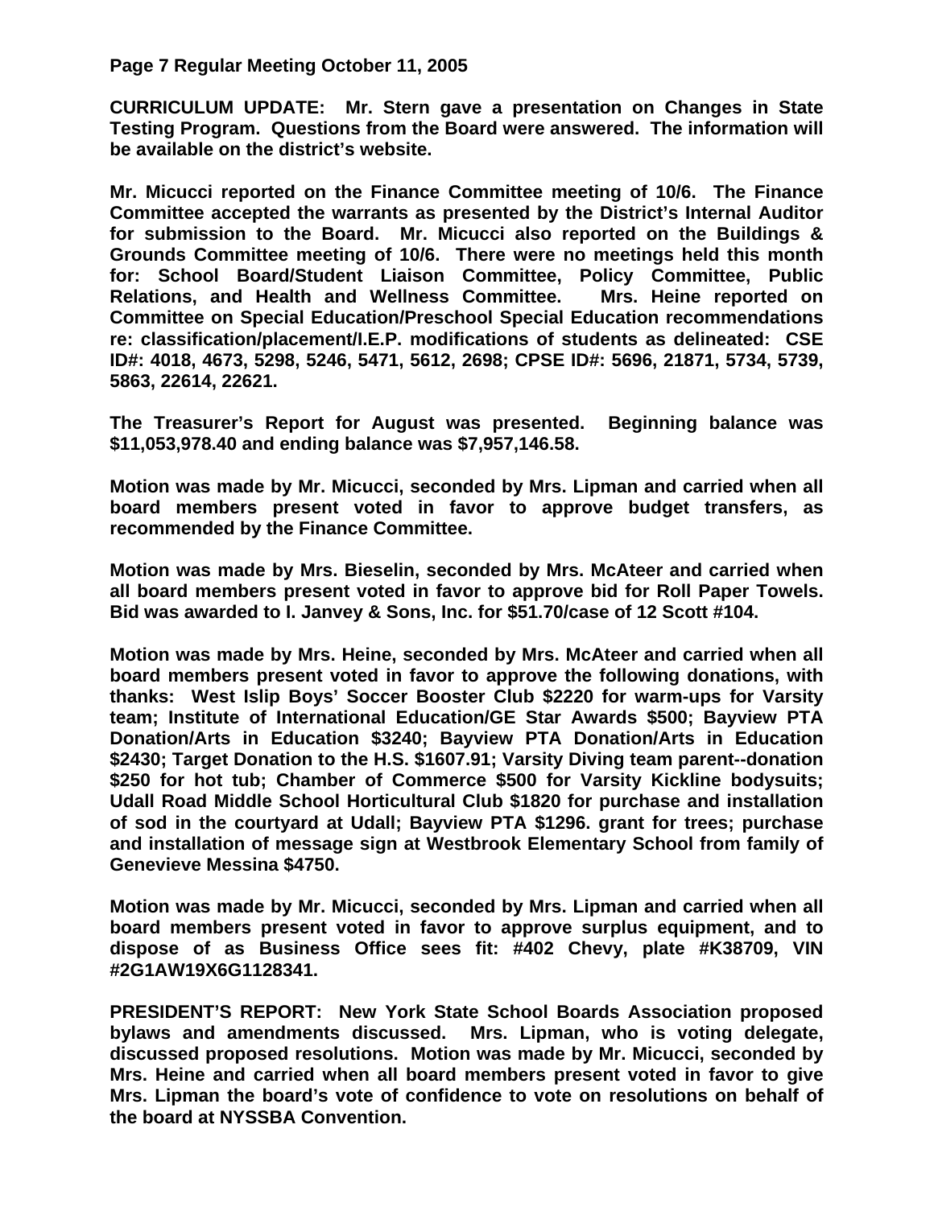**CURRICULUM UPDATE: Mr. Stern gave a presentation on Changes in State Testing Program. Questions from the Board were answered. The information will be available on the district's website.**

**Mr. Micucci reported on the Finance Committee meeting of 10/6. The Finance Committee accepted the warrants as presented by the District's Internal Auditor for submission to the Board. Mr. Micucci also reported on the Buildings & Grounds Committee meeting of 10/6. There were no meetings held this month for: School Board/Student Liaison Committee, Policy Committee, Public Relations, and Health and Wellness Committee. Mrs. Heine reported on Committee on Special Education/Preschool Special Education recommendations re: classification/placement/I.E.P. modifications of students as delineated: CSE ID#: 4018, 4673, 5298, 5246, 5471, 5612, 2698; CPSE ID#: 5696, 21871, 5734, 5739, 5863, 22614, 22621.**

**The Treasurer's Report for August was presented. Beginning balance was $11,053,978.40 and ending balance was $7,957,146.58.**

**Motion was made by Mr. Micucci, seconded by Mrs. Lipman and carried when all board members present voted in favor to approve budget transfers, as recommended by the Finance Committee.**

**Motion was made by Mrs. Bieselin, seconded by Mrs. McAteer and carried when all board members present voted in favor to approve bid for Roll Paper Towels. Bid was awarded to I. Janvey & Sons, Inc. for $51.70/case of 12 Scott #104.**

**Motion was made by Mrs. Heine, seconded by Mrs. McAteer and carried when all board members present voted in favor to approve the following donations, with thanks: West Islip Boys' Soccer Booster Club $2220 for warm-ups for Varsity team; Institute of International Education/GE Star Awards $500; Bayview PTA Donation/Arts in Education $3240; Bayview PTA Donation/Arts in Education $2430; Target Donation to the H.S. $1607.91; Varsity Diving team parent--donation $250 for hot tub; Chamber of Commerce $500 for Varsity Kickline bodysuits; Udall Road Middle School Horticultural Club $1820 for purchase and installation of sod in the courtyard at Udall; Bayview PTA $1296. grant for trees; purchase and installation of message sign at Westbrook Elementary School from family of Genevieve Messina $4750.**

**Motion was made by Mr. Micucci, seconded by Mrs. Lipman and carried when all board members present voted in favor to approve surplus equipment, and to dispose of as Business Office sees fit: #402 Chevy, plate #K38709, VIN #2G1AW19X6G1128341.**

**PRESIDENT'S REPORT: New York State School Boards Association proposed bylaws and amendments discussed. Mrs. Lipman, who is voting delegate, discussed proposed resolutions. Motion was made by Mr. Micucci, seconded by Mrs. Heine and carried when all board members present voted in favor to give Mrs. Lipman the board's vote of confidence to vote on resolutions on behalf of the board at NYSSBA Convention.**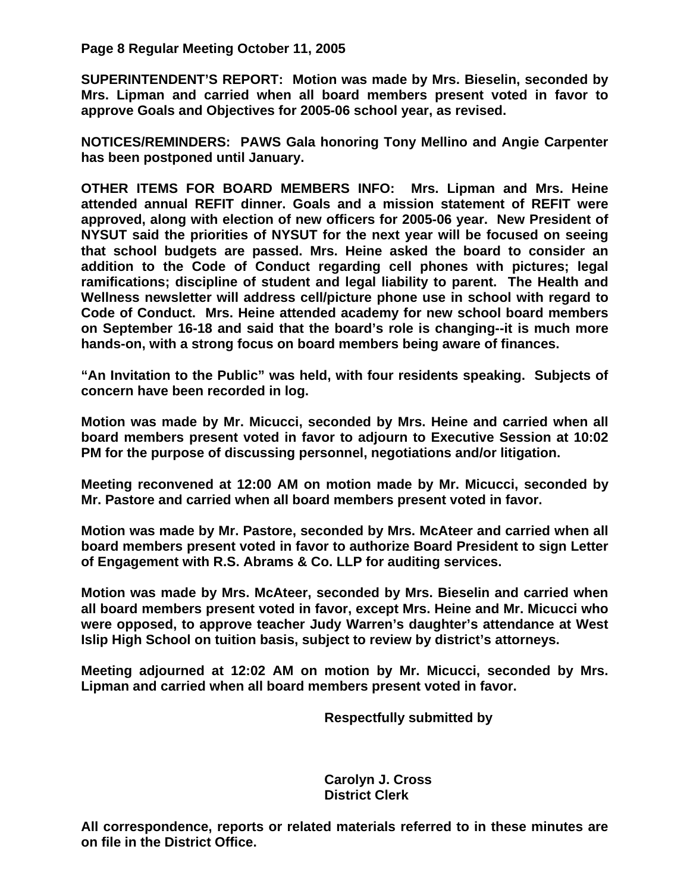**SUPERINTENDENT'S REPORT:** **Motion was made by Mrs. Bieselin, seconded by Mrs. Lipman and carried when all board members present voted in favor to approve Goals and Objectives for 2005-06 school year, as revised.**

**NOTICES/REMINDERS:** **PAWS Gala honoring Tony Mellino and Angie Carpenter has been postponed until January.**

**OTHER ITEMS FOR BOARD MEMBERS INFO:** **Mrs. Lipman and Mrs. Heine attended annual REFIT dinner. Goals and a mission statement of REFIT were approved, along with election of new officers for 2005-06 year. New President of NYSUT said the priorities of NYSUT for the next year will be focused on seeing that school budgets are passed. Mrs. Heine asked the board to consider an addition to the Code of Conduct regarding cell phones with pictures; legal ramifications; discipline of student and legal liability to parent. The Health and Wellness newsletter will address cell/picture phone use in school with regard to Code of Conduct. Mrs. Heine attended academy for new school board members on September 16-18 and said that the board's role is changing--it is much more hands-on, with a strong focus on board members being aware of finances.**

**"An Invitation to the Public" was held, with four residents speaking. Subjects of concern have been recorded in log.**

**Motion was made by Mr. Micucci, seconded by Mrs. Heine and carried when all board members present voted in favor to adjourn to Executive Session at 10:02 PM for the purpose of discussing personnel, negotiations and/or litigation.**

**Meeting reconvened at 12:00 AM on motion made by Mr. Micucci, seconded by Mr. Pastore and carried when all board members present voted in favor.**

**Motion was made by Mr. Pastore, seconded by Mrs. McAteer and carried when all board members present voted in favor to authorize Board President to sign Letter of Engagement with R.S. Abrams & Co. LLP for auditing services.**

**Motion was made by Mrs. McAteer, seconded by Mrs. Bieselin and carried when all board members present voted in favor, except Mrs. Heine and Mr. Micucci who were opposed, to approve teacher Judy Warren's daughter's attendance at West Islip High School on tuition basis, subject to review by district's attorneys.**

**Meeting adjourned at 12:02 AM on motion by Mr. Micucci, seconded by Mrs. Lipman and carried when all board members present voted in favor.**

**Respectfully submitted by**

**Carolyn J. Cross**
**District Clerk**

**All correspondence, reports or related materials referred to in these minutes are on file in the District Office.**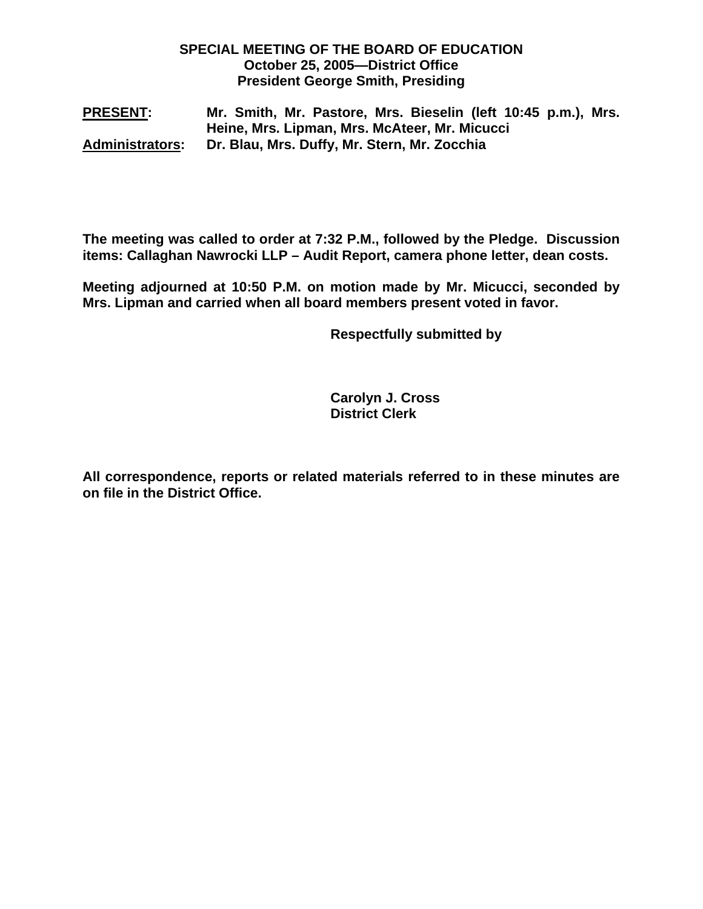# SPECIAL MEETING OF THE BOARD OF EDUCATION
**October 25, 2005—District Office**
**President George Smith, Presiding**

**PRESENT:** Mr. Smith, Mr. Pastore, Mrs. Bieselin (left 10:45 p.m.), Mrs. Heine, Mrs. Lipman, Mrs. McAteer, Mr. Micucci

**Administrators:** Dr. Blau, Mrs. Duffy, Mr. Stern, Mr. Zocchia

The meeting was called to order at 7:32 P.M., followed by the Pledge. Discussion items: Callaghan Nawrocki LLP – Audit Report, camera phone letter, dean costs.

Meeting adjourned at 10:50 P.M. on motion made by Mr. Micucci, seconded by Mrs. Lipman and carried when all board members present voted in favor.

Respectfully submitted by

Carolyn J. Cross
District Clerk

All correspondence, reports or related materials referred to in these minutes are on file in the District Office.